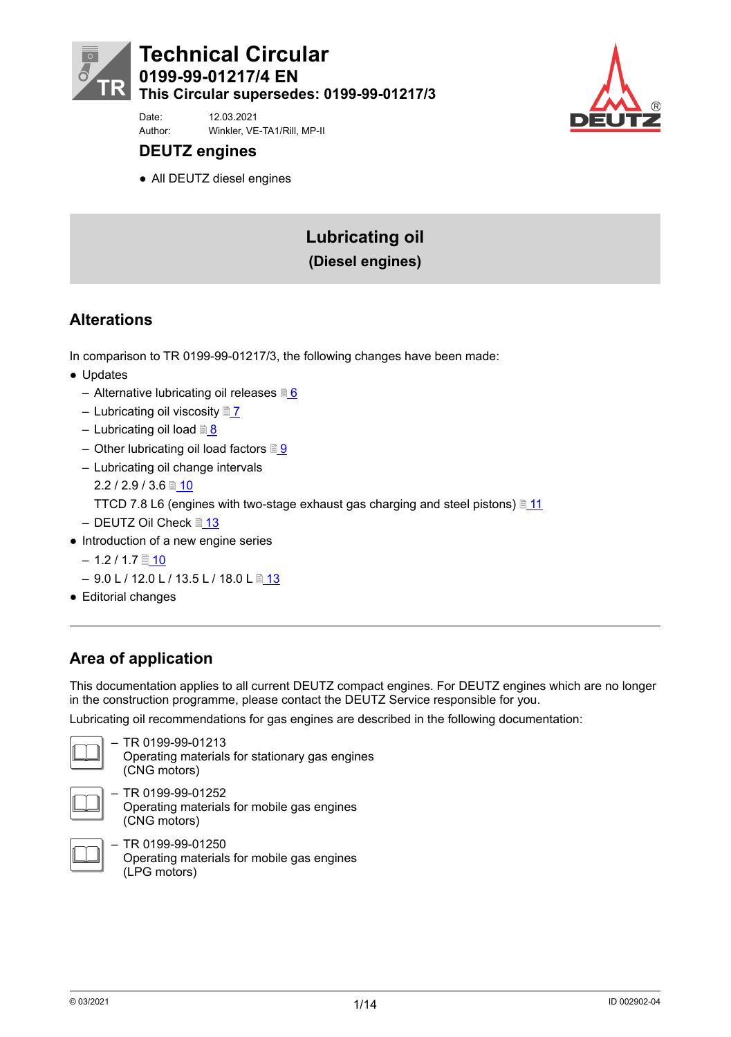# Technical Circular

## 0199-99-01217/4 EN

## This Circular supersedes: 0199-99-01217/3

Date: 12.03.2021

Author: Winkler, VE-TA1/Rill, MP-II

## DEUTZ engines

- All DEUTZ diesel engines

# Lubricating oil

## (Diesel engines)

## Alterations

In comparison to TR 0199-99-01217/3, the following changes have been made:

- Updates
  - Alternative lubricating oil releases 6
  - Lubricating oil viscosity 7
  - Lubricating oil load 8
  - Other lubricating oil load factors 9
  - Lubricating oil change intervals
    2.2 / 2.9 / 3.6 10
    TTCD 7.8 L6 (engines with two-stage exhaust gas charging and steel pistons) 11
  - DEUTZ Oil Check 13
- Introduction of a new engine series
  - 1.2 / 1.7 10
  - 9.0 L / 12.0 L / 13.5 L / 18.0 L 13
- Editorial changes

---

## Area of application

This documentation applies to all current DEUTZ compact engines. For DEUTZ engines which are no longer in the construction programme, please contact the DEUTZ Service responsible for you.

Lubricating oil recommendations for gas engines are described in the following documentation:

- TR 0199-99-01213
  Operating materials for stationary gas engines
  (CNG motors)
- TR 0199-99-01252
  Operating materials for mobile gas engines
  (CNG motors)
- TR 0199-99-01250
  Operating materials for mobile gas engines
  (LPG motors)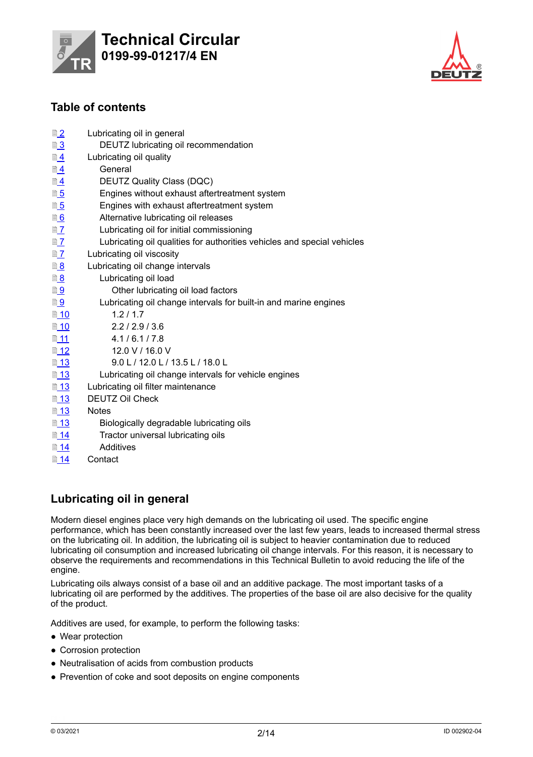# Technical Circular
**0199-99-01217/4 EN**

## Table of contents

| Page | Section |
|---|---|
| 2 | Lubricating oil in general |
| 3 | DEUTZ lubricating oil recommendation |
| 4 | Lubricating oil quality |
| 4 | General |
| 4 | DEUTZ Quality Class (DQC) |
| 5 | Engines without exhaust aftertreatment system |
| 5 | Engines with exhaust aftertreatment system |
| 6 | Alternative lubricating oil releases |
| 7 | Lubricating oil for initial commissioning |
| 7 | Lubricating oil qualities for authorities vehicles and special vehicles |
| 7 | Lubricating oil viscosity |
| 8 | Lubricating oil change intervals |
| 8 | Lubricating oil load |
| 9 | Other lubricating oil load factors |
| 9 | Lubricating oil change intervals for built-in and marine engines |
| 10 | 1.2 / 1.7 |
| 10 | 2.2 / 2.9 / 3.6 |
| 11 | 4.1 / 6.1 / 7.8 |
| 12 | 12.0 V / 16.0 V |
| 13 | 9.0 L / 12.0 L / 13.5 L / 18.0 L |
| 13 | Lubricating oil change intervals for vehicle engines |
| 13 | Lubricating oil filter maintenance |
| 13 | DEUTZ Oil Check |
| 13 | Notes |
| 13 | Biologically degradable lubricating oils |
| 14 | Tractor universal lubricating oils |
| 14 | Additives |
| 14 | Contact |

## Lubricating oil in general

Modern diesel engines place very high demands on the lubricating oil used. The specific engine performance, which has been constantly increased over the last few years, leads to increased thermal stress on the lubricating oil. In addition, the lubricating oil is subject to heavier contamination due to reduced lubricating oil consumption and increased lubricating oil change intervals. For this reason, it is necessary to observe the requirements and recommendations in this Technical Bulletin to avoid reducing the life of the engine.

Lubricating oils always consist of a base oil and an additive package. The most important tasks of a lubricating oil are performed by the additives. The properties of the base oil are also decisive for the quality of the product.

Additives are used, for example, to perform the following tasks:

- Wear protection
- Corrosion protection
- Neutralisation of acids from combustion products
- Prevention of coke and soot deposits on engine components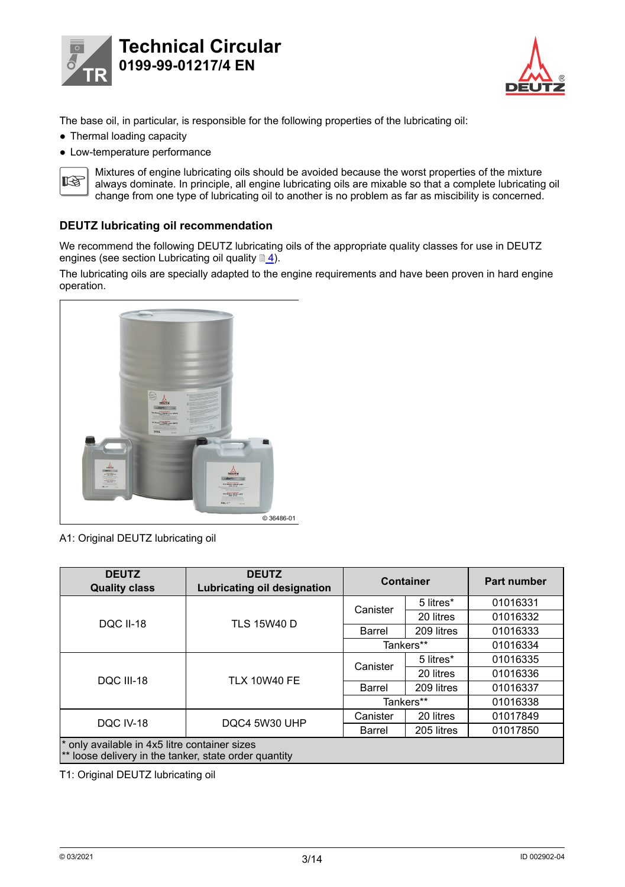The base oil, in particular, is responsible for the following properties of the lubricating oil:

- Thermal loading capacity
- Low-temperature performance

Mixtures of engine lubricating oils should be avoided because the worst properties of the mixture always dominate. In principle, all engine lubricating oils are mixable so that a complete lubricating oil change from one type of lubricating oil to another is no problem as far as miscibility is concerned.

### DEUTZ lubricating oil recommendation

We recommend the following DEUTZ lubricating oils of the appropriate quality classes for use in DEUTZ engines (see section Lubricating oil quality 4).

The lubricating oils are specially adapted to the engine requirements and have been proven in hard engine operation.

A1: Original DEUTZ lubricating oil

| DEUTZ Quality class | DEUTZ Lubricating oil designation | Container | | Part number |
|---|---|---|---|---|
| DQC II-18 | TLS 15W40 D | Canister | 5 litres* | 01016331 |
| | | | 20 litres | 01016332 |
| | | Barrel | 209 litres | 01016333 |
| | | Tankers** | | 01016334 |
| DQC III-18 | TLX 10W40 FE | Canister | 5 litres* | 01016335 |
| | | | 20 litres | 01016336 |
| | | Barrel | 209 litres | 01016337 |
| | | Tankers** | | 01016338 |
| DQC IV-18 | DQC4 5W30 UHP | Canister | 20 litres | 01017849 |
| | | Barrel | 205 litres | 01017850 |

\* only available in 4x5 litre container sizes
\*\* loose delivery in the tanker, state order quantity

T1: Original DEUTZ lubricating oil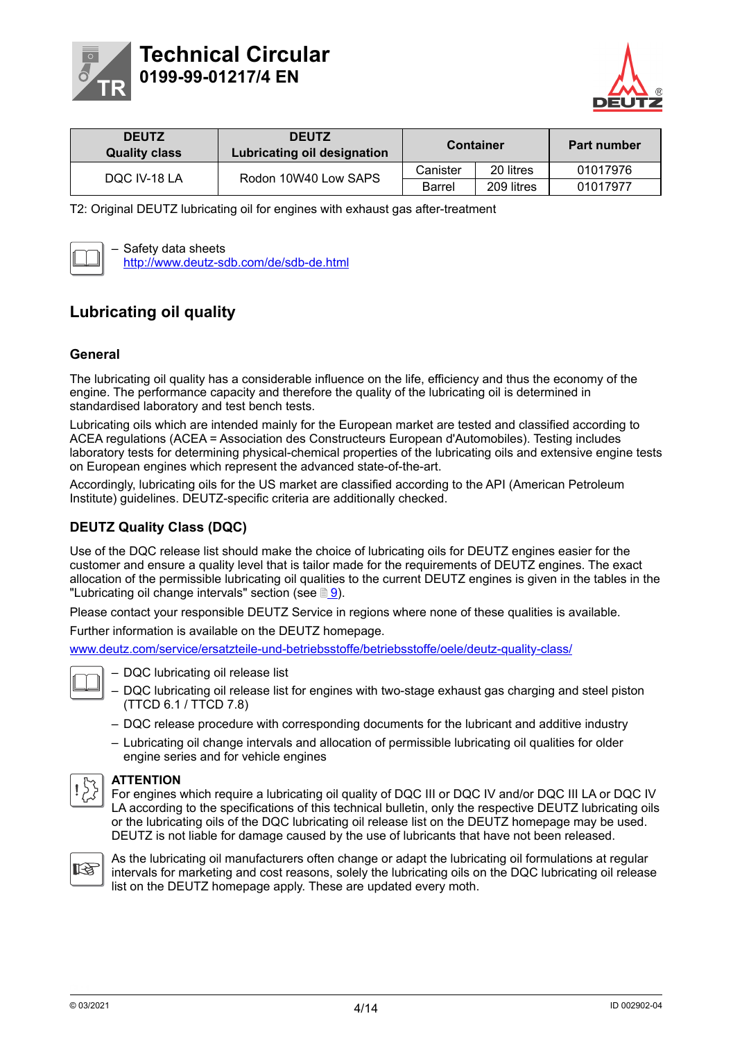| DEUTZ Quality class | DEUTZ Lubricating oil designation | Container | | Part number |
|---|---|---|---|---|
| DQC IV-18 LA | Rodon 10W40 Low SAPS | Canister | 20 litres | 01017976 |
| | | Barrel | 209 litres | 01017977 |

T2: Original DEUTZ lubricating oil for engines with exhaust gas after-treatment

– Safety data sheets
http://www.deutz-sdb.com/de/sdb-de.html

## Lubricating oil quality

### General

The lubricating oil quality has a considerable influence on the life, efficiency and thus the economy of the engine. The performance capacity and therefore the quality of the lubricating oil is determined in standardised laboratory and test bench tests.

Lubricating oils which are intended mainly for the European market are tested and classified according to ACEA regulations (ACEA = Association des Constructeurs European d'Automobiles). Testing includes laboratory tests for determining physical-chemical properties of the lubricating oils and extensive engine tests on European engines which represent the advanced state-of-the-art.

Accordingly, lubricating oils for the US market are classified according to the API (American Petroleum Institute) guidelines. DEUTZ-specific criteria are additionally checked.

### DEUTZ Quality Class (DQC)

Use of the DQC release list should make the choice of lubricating oils for DEUTZ engines easier for the customer and ensure a quality level that is tailor made for the requirements of DEUTZ engines. The exact allocation of the permissible lubricating oil qualities to the current DEUTZ engines is given in the tables in the "Lubricating oil change intervals" section (see 9).

Please contact your responsible DEUTZ Service in regions where none of these qualities is available.

Further information is available on the DEUTZ homepage.

www.deutz.com/service/ersatzteile-und-betriebsstoffe/betriebsstoffe/oele/deutz-quality-class/

– DQC lubricating oil release list
– DQC lubricating oil release list for engines with two-stage exhaust gas charging and steel piston (TTCD 6.1 / TTCD 7.8)
– DQC release procedure with corresponding documents for the lubricant and additive industry
– Lubricating oil change intervals and allocation of permissible lubricating oil qualities for older engine series and for vehicle engines

**ATTENTION**
For engines which require a lubricating oil quality of DQC III or DQC IV and/or DQC III LA or DQC IV LA according to the specifications of this technical bulletin, only the respective DEUTZ lubricating oils or the lubricating oils of the DQC lubricating oil release list on the DEUTZ homepage may be used. DEUTZ is not liable for damage caused by the use of lubricants that have not been released.

As the lubricating oil manufacturers often change or adapt the lubricating oil formulations at regular intervals for marketing and cost reasons, solely the lubricating oils on the DQC lubricating oil release list on the DEUTZ homepage apply. These are updated every moth.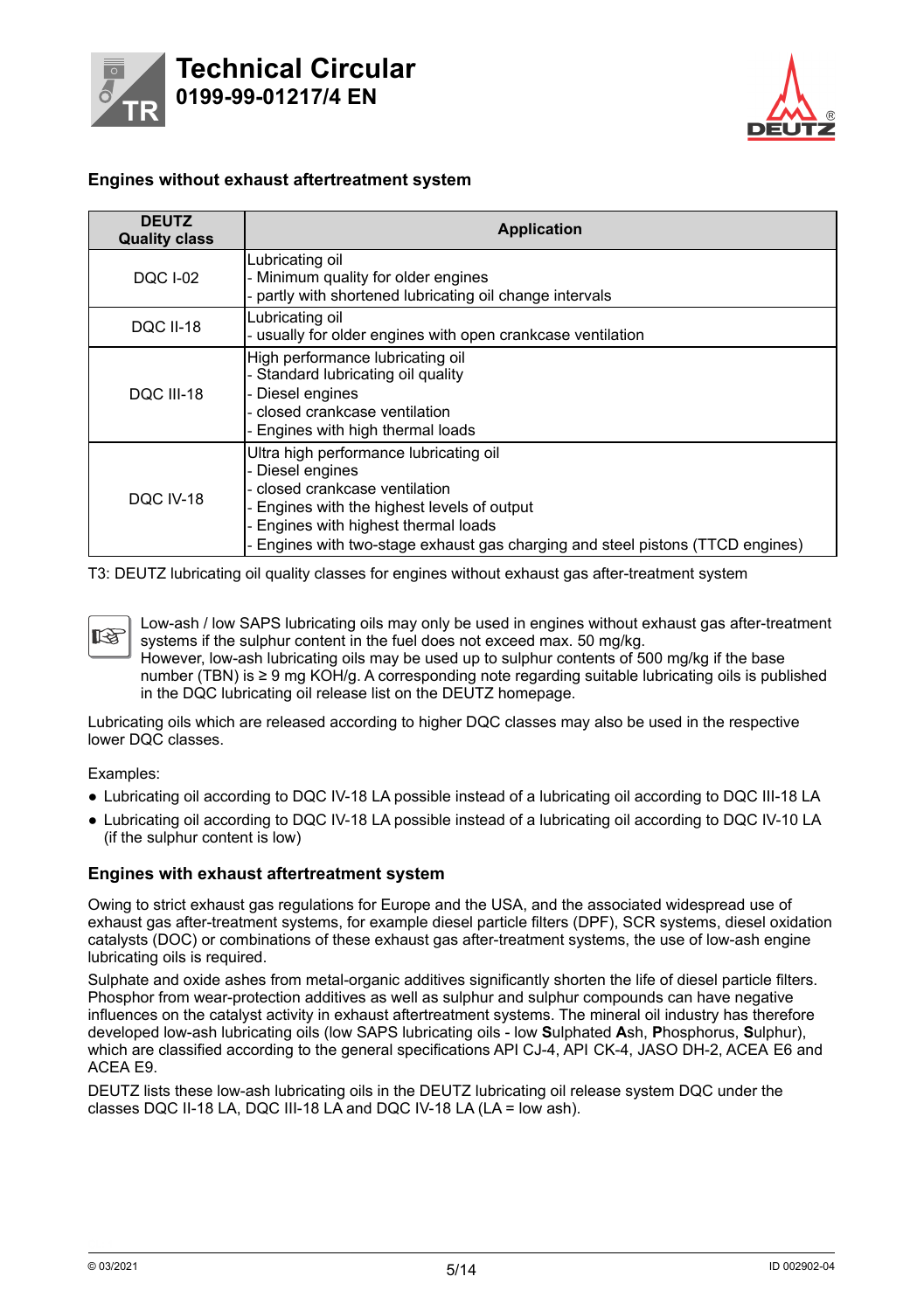## Engines without exhaust aftertreatment system

| DEUTZ Quality class | Application |
|---|---|
| DQC I-02 | Lubricating oil<br>- Minimum quality for older engines<br>- partly with shortened lubricating oil change intervals |
| DQC II-18 | Lubricating oil<br>- usually for older engines with open crankcase ventilation |
| DQC III-18 | High performance lubricating oil<br>- Standard lubricating oil quality<br>- Diesel engines<br>- closed crankcase ventilation<br>- Engines with high thermal loads |
| DQC IV-18 | Ultra high performance lubricating oil<br>- Diesel engines<br>- closed crankcase ventilation<br>- Engines with the highest levels of output<br>- Engines with highest thermal loads<br>- Engines with two-stage exhaust gas charging and steel pistons (TTCD engines) |

T3: DEUTZ lubricating oil quality classes for engines without exhaust gas after-treatment system

Low-ash / low SAPS lubricating oils may only be used in engines without exhaust gas after-treatment systems if the sulphur content in the fuel does not exceed max. 50 mg/kg.
However, low-ash lubricating oils may be used up to sulphur contents of 500 mg/kg if the base number (TBN) is ≥ 9 mg KOH/g. A corresponding note regarding suitable lubricating oils is published in the DQC lubricating oil release list on the DEUTZ homepage.

Lubricating oils which are released according to higher DQC classes may also be used in the respective lower DQC classes.

Examples:

- Lubricating oil according to DQC IV-18 LA possible instead of a lubricating oil according to DQC III-18 LA
- Lubricating oil according to DQC IV-18 LA possible instead of a lubricating oil according to DQC IV-10 LA (if the sulphur content is low)

## Engines with exhaust aftertreatment system

Owing to strict exhaust gas regulations for Europe and the USA, and the associated widespread use of exhaust gas after-treatment systems, for example diesel particle filters (DPF), SCR systems, diesel oxidation catalysts (DOC) or combinations of these exhaust gas after-treatment systems, the use of low-ash engine lubricating oils is required.

Sulphate and oxide ashes from metal-organic additives significantly shorten the life of diesel particle filters. Phosphor from wear-protection additives as well as sulphur and sulphur compounds can have negative influences on the catalyst activity in exhaust aftertreatment systems. The mineral oil industry has therefore developed low-ash lubricating oils (low SAPS lubricating oils - low **S**ulphated **A**sh, **P**hosphorus, **S**ulphur), which are classified according to the general specifications API CJ-4, API CK-4, JASO DH-2, ACEA E6 and ACEA E9.

DEUTZ lists these low-ash lubricating oils in the DEUTZ lubricating oil release system DQC under the classes DQC II-18 LA, DQC III-18 LA and DQC IV-18 LA (LA = low ash).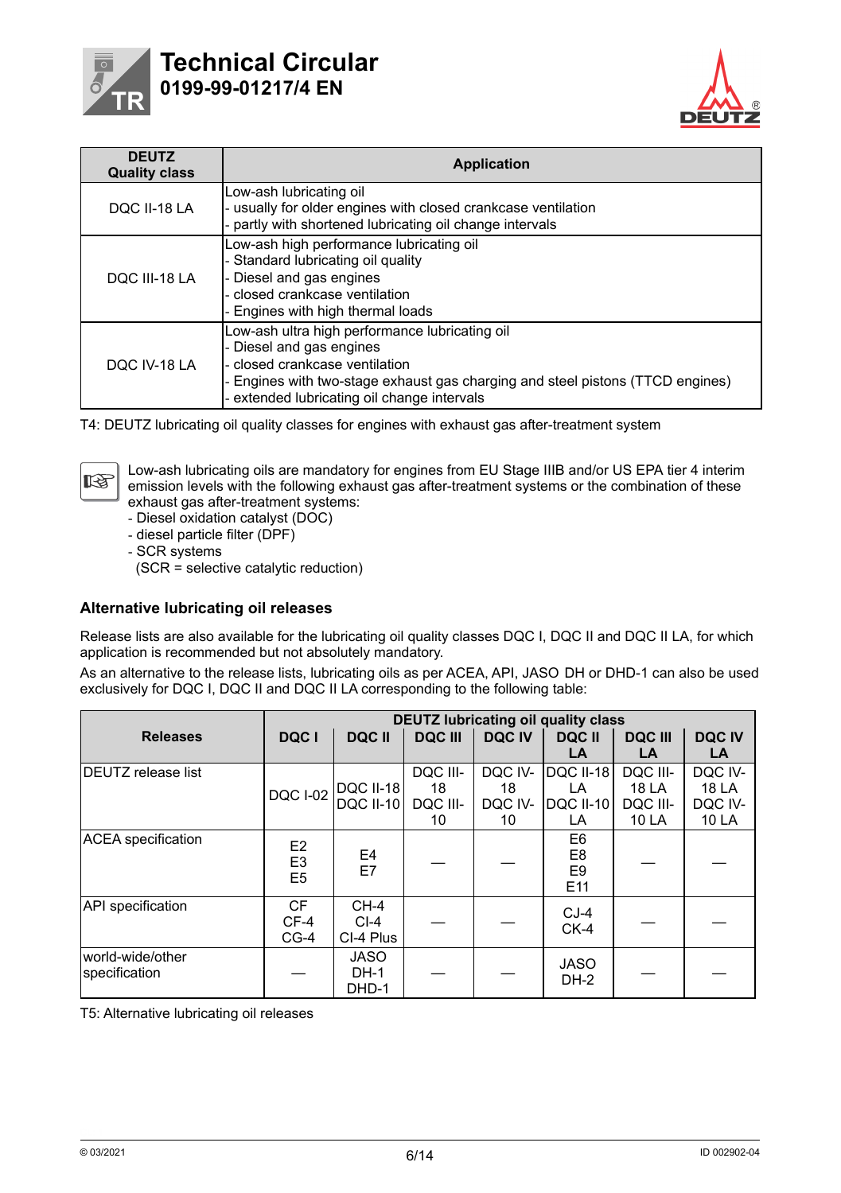| DEUTZ Quality class | Application |
|---|---|
| DQC II-18 LA | Low-ash lubricating oil<br>- usually for older engines with closed crankcase ventilation<br>- partly with shortened lubricating oil change intervals |
| DQC III-18 LA | Low-ash high performance lubricating oil<br>- Standard lubricating oil quality<br>- Diesel and gas engines<br>- closed crankcase ventilation<br>- Engines with high thermal loads |
| DQC IV-18 LA | Low-ash ultra high performance lubricating oil<br>- Diesel and gas engines<br>- closed crankcase ventilation<br>- Engines with two-stage exhaust gas charging and steel pistons (TTCD engines)<br>- extended lubricating oil change intervals |

T4: DEUTZ lubricating oil quality classes for engines with exhaust gas after-treatment system

Low-ash lubricating oils are mandatory for engines from EU Stage IIIB and/or US EPA tier 4 interim emission levels with the following exhaust gas after-treatment systems or the combination of these exhaust gas after-treatment systems:
- Diesel oxidation catalyst (DOC)
- diesel particle filter (DPF)
- SCR systems
  (SCR = selective catalytic reduction)

## Alternative lubricating oil releases

Release lists are also available for the lubricating oil quality classes DQC I, DQC II and DQC II LA, for which application is recommended but not absolutely mandatory.

As an alternative to the release lists, lubricating oils as per ACEA, API, JASO DH or DHD-1 can also be used exclusively for DQC I, DQC II and DQC II LA corresponding to the following table:

| Releases | DEUTZ lubricating oil quality class | | | | | | |
|---|---|---|---|---|---|---|---|
| | DQC I | DQC II | DQC III | DQC IV | DQC II LA | DQC III LA | DQC IV LA |
| DEUTZ release list | DQC I-02 | DQC II-18<br>DQC II-10 | DQC III-18<br>DQC III-10 | DQC IV-18<br>DQC IV-10 | DQC II-18 LA<br>DQC II-10 LA | DQC III-18 LA<br>DQC III-10 LA | DQC IV-18 LA<br>DQC IV-10 LA |
| ACEA specification | E2<br>E3<br>E5 | E4<br>E7 | — | — | E6<br>E8<br>E9<br>E11 | — | — |
| API specification | CF<br>CF-4<br>CG-4 | CH-4<br>CI-4<br>CI-4 Plus | — | — | CJ-4<br>CK-4 | — | — |
| world-wide/other specification | — | JASO<br>DH-1<br>DHD-1 | — | — | JASO<br>DH-2 | — | — |

T5: Alternative lubricating oil releases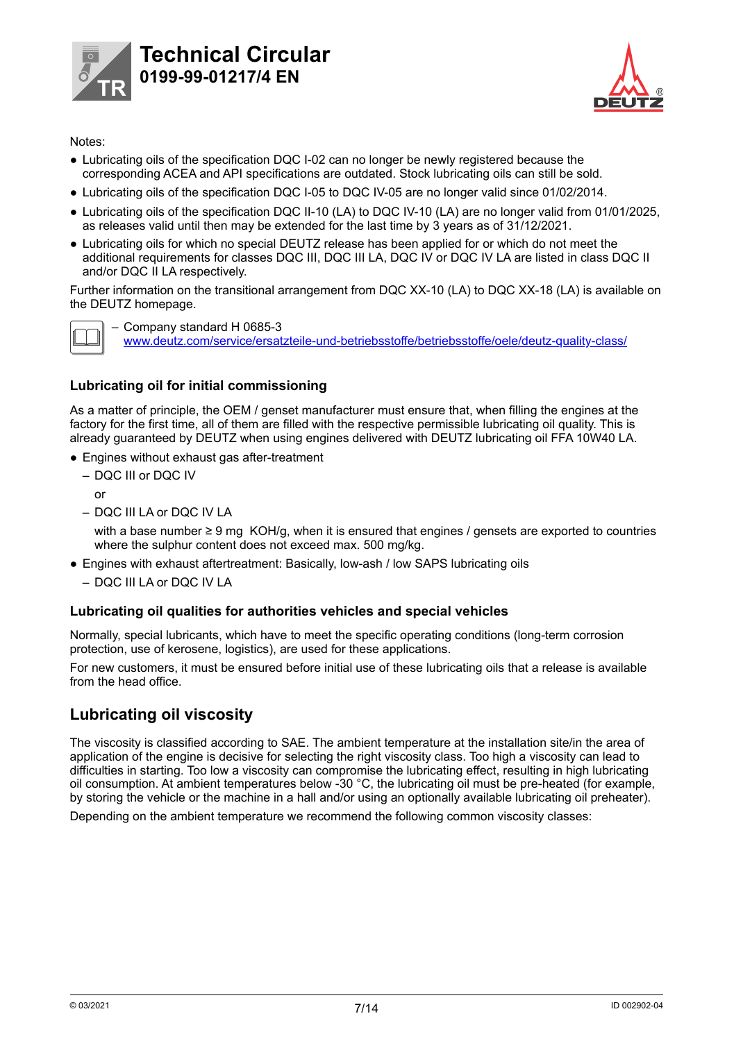Notes:

- Lubricating oils of the specification DQC I-02 can no longer be newly registered because the corresponding ACEA and API specifications are outdated. Stock lubricating oils can still be sold.
- Lubricating oils of the specification DQC I-05 to DQC IV-05 are no longer valid since 01/02/2014.
- Lubricating oils of the specification DQC II-10 (LA) to DQC IV-10 (LA) are no longer valid from 01/01/2025, as releases valid until then may be extended for the last time by 3 years as of 31/12/2021.
- Lubricating oils for which no special DEUTZ release has been applied for or which do not meet the additional requirements for classes DQC III, DQC III LA, DQC IV or DQC IV LA are listed in class DQC II and/or DQC II LA respectively.

Further information on the transitional arrangement from DQC XX-10 (LA) to DQC XX-18 (LA) is available on the DEUTZ homepage.

- Company standard H 0685-3
  www.deutz.com/service/ersatzteile-und-betriebsstoffe/betriebsstoffe/oele/deutz-quality-class/

### Lubricating oil for initial commissioning

As a matter of principle, the OEM / genset manufacturer must ensure that, when filling the engines at the factory for the first time, all of them are filled with the respective permissible lubricating oil quality. This is already guaranteed by DEUTZ when using engines delivered with DEUTZ lubricating oil FFA 10W40 LA.

- Engines without exhaust gas after-treatment
  - DQC III or DQC IV

    or
  - DQC III LA or DQC IV LA

    with a base number ≥ 9 mg KOH/g, when it is ensured that engines / gensets are exported to countries where the sulphur content does not exceed max. 500 mg/kg.
- Engines with exhaust aftertreatment: Basically, low-ash / low SAPS lubricating oils
  - DQC III LA or DQC IV LA

### Lubricating oil qualities for authorities vehicles and special vehicles

Normally, special lubricants, which have to meet the specific operating conditions (long-term corrosion protection, use of kerosene, logistics), are used for these applications.

For new customers, it must be ensured before initial use of these lubricating oils that a release is available from the head office.

## Lubricating oil viscosity

The viscosity is classified according to SAE. The ambient temperature at the installation site/in the area of application of the engine is decisive for selecting the right viscosity class. Too high a viscosity can lead to difficulties in starting. Too low a viscosity can compromise the lubricating effect, resulting in high lubricating oil consumption. At ambient temperatures below -30 °C, the lubricating oil must be pre-heated (for example, by storing the vehicle or the machine in a hall and/or using an optionally available lubricating oil preheater).

Depending on the ambient temperature we recommend the following common viscosity classes: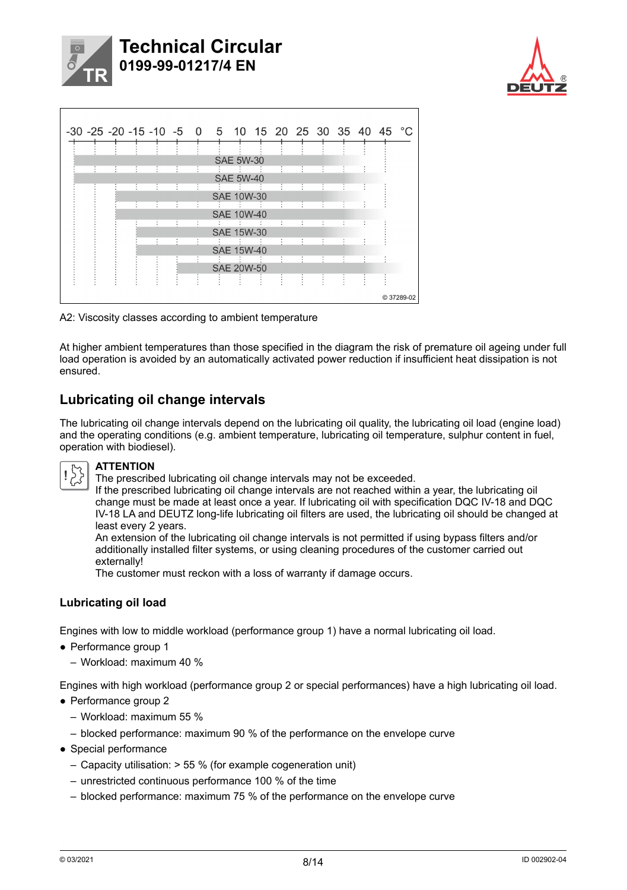A2: Viscosity classes according to ambient temperature

At higher ambient temperatures than those specified in the diagram the risk of premature oil ageing under full load operation is avoided by an automatically activated power reduction if insufficient heat dissipation is not ensured.

## Lubricating oil change intervals

The lubricating oil change intervals depend on the lubricating oil quality, the lubricating oil load (engine load) and the operating conditions (e.g. ambient temperature, lubricating oil temperature, sulphur content in fuel, operation with biodiesel).

**ATTENTION**
The prescribed lubricating oil change intervals may not be exceeded.
If the prescribed lubricating oil change intervals are not reached within a year, the lubricating oil change must be made at least once a year. If lubricating oil with specification DQC IV-18 and DQC IV-18 LA and DEUTZ long-life lubricating oil filters are used, the lubricating oil should be changed at least every 2 years.
An extension of the lubricating oil change intervals is not permitted if using bypass filters and/or additionally installed filter systems, or using cleaning procedures of the customer carried out externally!
The customer must reckon with a loss of warranty if damage occurs.

### Lubricating oil load

Engines with low to middle workload (performance group 1) have a normal lubricating oil load.

- Performance group 1
  - Workload: maximum 40 %

Engines with high workload (performance group 2 or special performances) have a high lubricating oil load.

- Performance group 2
  - Workload: maximum 55 %
  - blocked performance: maximum 90 % of the performance on the envelope curve
- Special performance
  - Capacity utilisation: > 55 % (for example cogeneration unit)
  - unrestricted continuous performance 100 % of the time
  - blocked performance: maximum 75 % of the performance on the envelope curve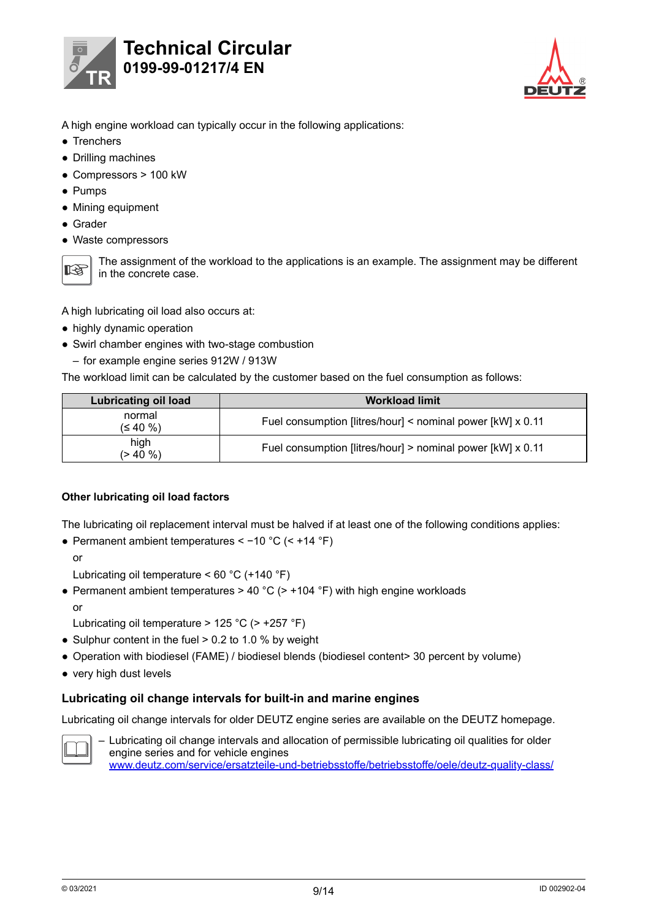A high engine workload can typically occur in the following applications:

- Trenchers
- Drilling machines
- Compressors > 100 kW
- Pumps
- Mining equipment
- Grader
- Waste compressors

The assignment of the workload to the applications is an example. The assignment may be different in the concrete case.

A high lubricating oil load also occurs at:

- highly dynamic operation
- Swirl chamber engines with two-stage combustion
  - for example engine series 912W / 913W

The workload limit can be calculated by the customer based on the fuel consumption as follows:

| Lubricating oil load | Workload limit |
|---|---|
| normal (≤ 40 %) | Fuel consumption [litres/hour] < nominal power [kW] x 0.11 |
| high (> 40 %) | Fuel consumption [litres/hour] > nominal power [kW] x 0.11 |

**Other lubricating oil load factors**

The lubricating oil replacement interval must be halved if at least one of the following conditions applies:

- Permanent ambient temperatures < −10 °C (< +14 °F)

  or

  Lubricating oil temperature < 60 °C (+140 °F)
- Permanent ambient temperatures > 40 °C (> +104 °F) with high engine workloads

  or

  Lubricating oil temperature > 125 °C (> +257 °F)
- Sulphur content in the fuel > 0.2 to 1.0 % by weight
- Operation with biodiesel (FAME) / biodiesel blends (biodiesel content> 30 percent by volume)
- very high dust levels

## Lubricating oil change intervals for built-in and marine engines

Lubricating oil change intervals for older DEUTZ engine series are available on the DEUTZ homepage.

- Lubricating oil change intervals and allocation of permissible lubricating oil qualities for older engine series and for vehicle engines
  www.deutz.com/service/ersatzteile-und-betriebsstoffe/betriebsstoffe/oele/deutz-quality-class/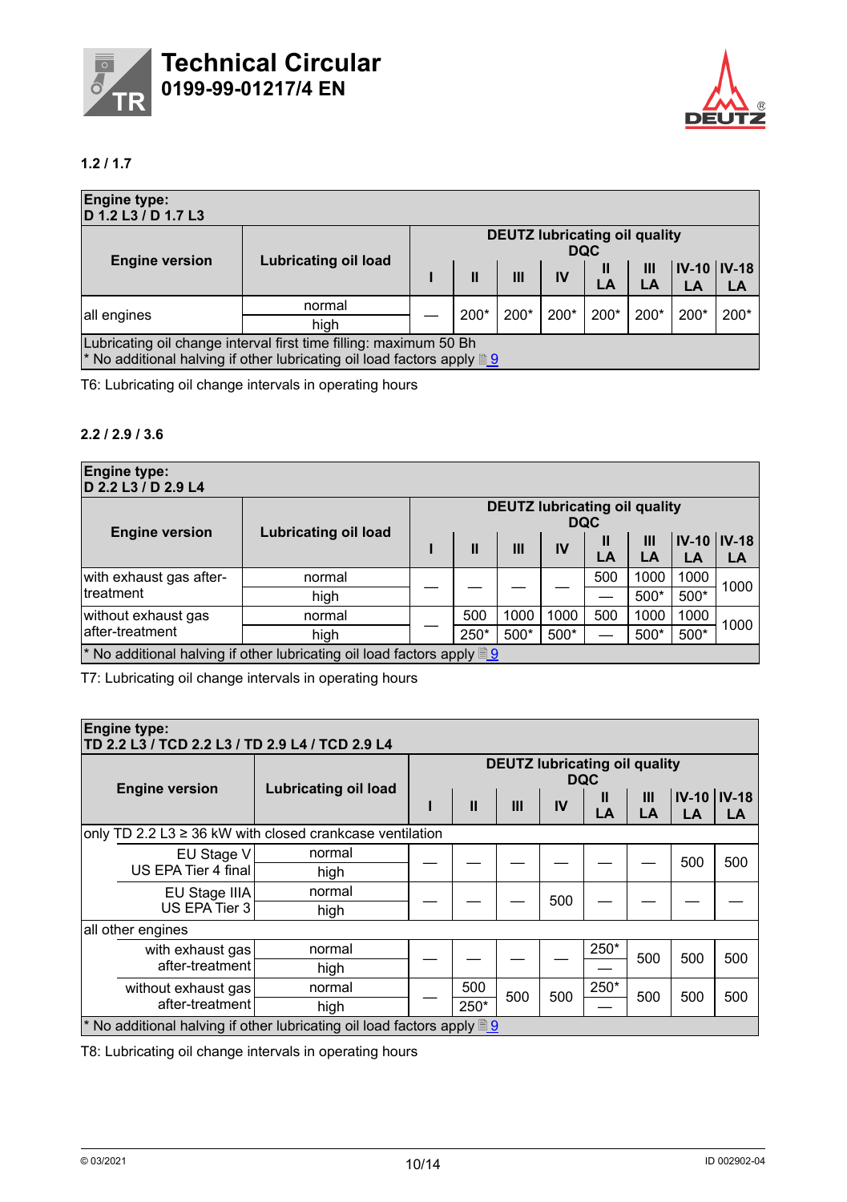### 1.2 / 1.7

| Engine type: D 1.2 L3 / D 1.7 L3 | | | | | | | | | |
|---|---|---|---|---|---|---|---|---|---|
| Engine version | Lubricating oil load | DEUTZ lubricating oil quality DQC | | | | | | | |
| | | I | II | III | IV | II LA | III LA | IV-10 LA | IV-18 LA |
| all engines | normal | — | 200* | 200* | 200* | 200* | 200* | 200* | 200* |
| | high | | | | | | | | |
| Lubricating oil change interval first time filling: maximum 50 Bh * No additional halving if other lubricating oil load factors apply 9 | | | | | | | | | |

T6: Lubricating oil change intervals in operating hours

### 2.2 / 2.9 / 3.6

| Engine type: D 2.2 L3 / D 2.9 L4 | | | | | | | | | |
|---|---|---|---|---|---|---|---|---|---|
| Engine version | Lubricating oil load | DEUTZ lubricating oil quality DQC | | | | | | | |
| | | I | II | III | IV | II LA | III LA | IV-10 LA | IV-18 LA |
| with exhaust gas after-treatment | normal | — | — | — | — | 500 | 1000 | 1000 | 1000 |
| | high | | | | | — | 500* | 500* | |
| without exhaust gas after-treatment | normal | — | 500 | 1000 | 1000 | 500 | 1000 | 1000 | 1000 |
| | high | | 250* | 500* | 500* | — | 500* | 500* | |
| * No additional halving if other lubricating oil load factors apply 9 | | | | | | | | | |

T7: Lubricating oil change intervals in operating hours

| Engine type: TD 2.2 L3 / TCD 2.2 L3 / TD 2.9 L4 / TCD 2.9 L4 | | | | | | | | | |
|---|---|---|---|---|---|---|---|---|---|
| Engine version | Lubricating oil load | DEUTZ lubricating oil quality DQC | | | | | | | |
| | | I | II | III | IV | II LA | III LA | IV-10 LA | IV-18 LA |
| only TD 2.2 L3 ≥ 36 kW with closed crankcase ventilation | | | | | | | | | |
| EU Stage V US EPA Tier 4 final | normal | — | — | — | — | — | — | 500 | 500 |
| | high | | | | | | | | |
| EU Stage IIIA US EPA Tier 3 | normal | — | — | — | 500 | — | — | — | — |
| | high | | | | | | | | |
| all other engines | | | | | | | | | |
| with exhaust gas after-treatment | normal | — | — | — | — | 250* | 500 | 500 | 500 |
| | high | | | | | — | | | |
| without exhaust gas after-treatment | normal | — | 500 | 500 | 500 | 250* | 500 | 500 | 500 |
| | high | | 250* | | | — | | | |
| * No additional halving if other lubricating oil load factors apply 9 | | | | | | | | | |

T8: Lubricating oil change intervals in operating hours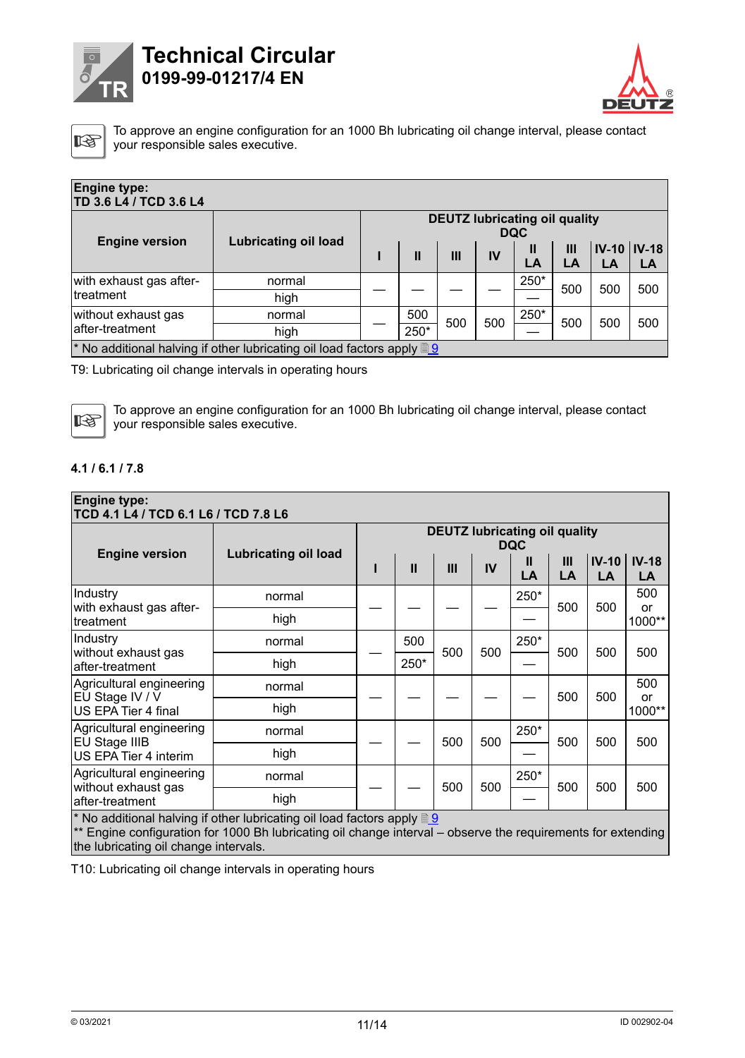To approve an engine configuration for an 1000 Bh lubricating oil change interval, please contact your responsible sales executive.

| Engine type: TD 3.6 L4 / TCD 3.6 L4 | | | | | | | | | |
|---|---|---|---|---|---|---|---|---|---|
| Engine version | Lubricating oil load | DEUTZ lubricating oil quality DQC | | | | | | | |
| | | I | II | III | IV | II LA | III LA | IV-10 LA | IV-18 LA |
| with exhaust gas after-treatment | normal | — | — | — | — | 250* | 500 | 500 | 500 |
| | high | | | | | — | | | |
| without exhaust gas after-treatment | normal | — | 500 | 500 | 500 | 250* | 500 | 500 | 500 |
| | high | | 250* | | | — | | | |

\* No additional halving if other lubricating oil load factors apply 9

T9: Lubricating oil change intervals in operating hours

To approve an engine configuration for an 1000 Bh lubricating oil change interval, please contact your responsible sales executive.

### 4.1 / 6.1 / 7.8

| Engine type: TCD 4.1 L4 / TCD 6.1 L6 / TCD 7.8 L6 | | | | | | | | | |
|---|---|---|---|---|---|---|---|---|---|
| Engine version | Lubricating oil load | DEUTZ lubricating oil quality DQC | | | | | | | |
| | | I | II | III | IV | II LA | III LA | IV-10 LA | IV-18 LA |
| Industry with exhaust gas after-treatment | normal | — | — | — | — | 250* | 500 | 500 | 500 or 1000** |
| | high | | | | | — | | | |
| Industry without exhaust gas after-treatment | normal | — | 500 | 500 | 500 | 250* | 500 | 500 | 500 |
| | high | | 250* | | | — | | | |
| Agricultural engineering EU Stage IV / V US EPA Tier 4 final | normal | — | — | — | — | — | 500 | 500 | 500 or 1000** |
| | high | | | | | | | | |
| Agricultural engineering EU Stage IIIB US EPA Tier 4 interim | normal | — | — | 500 | 500 | 250* | 500 | 500 | 500 |
| | high | | | | | — | | | |
| Agricultural engineering without exhaust gas after-treatment | normal | — | — | 500 | 500 | 250* | 500 | 500 | 500 |
| | high | | | | | — | | | |

\* No additional halving if other lubricating oil load factors apply 9

\** Engine configuration for 1000 Bh lubricating oil change interval – observe the requirements for extending the lubricating oil change intervals.

T10: Lubricating oil change intervals in operating hours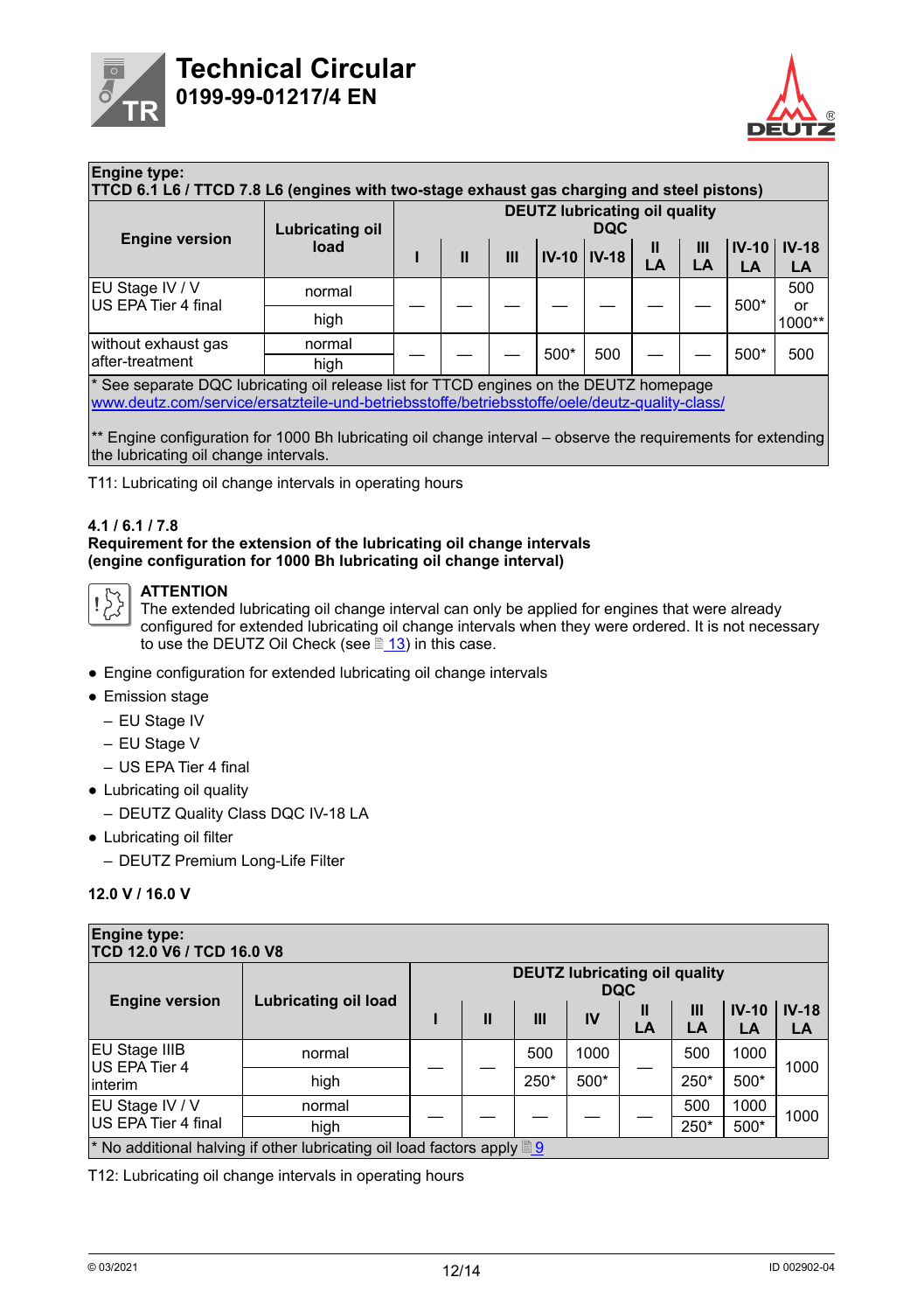| Engine type: TTCD 6.1 L6 / TTCD 7.8 L6 (engines with two-stage exhaust gas charging and steel pistons) | | | | | | | | | | |
|---|---|---|---|---|---|---|---|---|---|---|
| **Engine version** | **Lubricating oil load** | **DEUTZ lubricating oil quality DQC** | | | | | | | | |
| | | **I** | **II** | **III** | **IV-10** | **IV-18** | **II LA** | **III LA** | **IV-10 LA** | **IV-18 LA** |
| EU Stage IV / V US EPA Tier 4 final | normal | — | — | — | — | — | — | — | 500* | 500 or 1000** |
| | high | | | | | | | | | |
| without exhaust gas after-treatment | normal | — | — | — | 500* | 500 | — | — | 500* | 500 |
| | high | | | | | | | | | |

\* See separate DQC lubricating oil release list for TTCD engines on the DEUTZ homepage www.deutz.com/service/ersatzteile-und-betriebsstoffe/betriebsstoffe/oele/deutz-quality-class/

\*\* Engine configuration for 1000 Bh lubricating oil change interval – observe the requirements for extending the lubricating oil change intervals.

T11: Lubricating oil change intervals in operating hours

**4.1 / 6.1 / 7.8**
**Requirement for the extension of the lubricating oil change intervals (engine configuration for 1000 Bh lubricating oil change interval)**

**ATTENTION**
The extended lubricating oil change interval can only be applied for engines that were already configured for extended lubricating oil change intervals when they were ordered. It is not necessary to use the DEUTZ Oil Check (see 13) in this case.

- Engine configuration for extended lubricating oil change intervals
- Emission stage
  - EU Stage IV
  - EU Stage V
  - US EPA Tier 4 final
- Lubricating oil quality
  - DEUTZ Quality Class DQC IV-18 LA
- Lubricating oil filter
  - DEUTZ Premium Long-Life Filter

**12.0 V / 16.0 V**

| Engine type: TCD 12.0 V6 / TCD 16.0 V8 | | | | | | | | | |
|---|---|---|---|---|---|---|---|---|---|
| **Engine version** | **Lubricating oil load** | **DEUTZ lubricating oil quality DQC** | | | | | | | |
| | | **I** | **II** | **III** | **IV** | **II LA** | **III LA** | **IV-10 LA** | **IV-18 LA** |
| EU Stage IIIB US EPA Tier 4 interim | normal | — | — | 500 | 1000 | — | 500 | 1000 | 1000 |
| | high | | | 250* | 500* | | 250* | 500* | |
| EU Stage IV / V US EPA Tier 4 final | normal | — | — | — | — | — | 500 | 1000 | 1000 |
| | high | | | | | | 250* | 500* | |

\* No additional halving if other lubricating oil load factors apply 9

T12: Lubricating oil change intervals in operating hours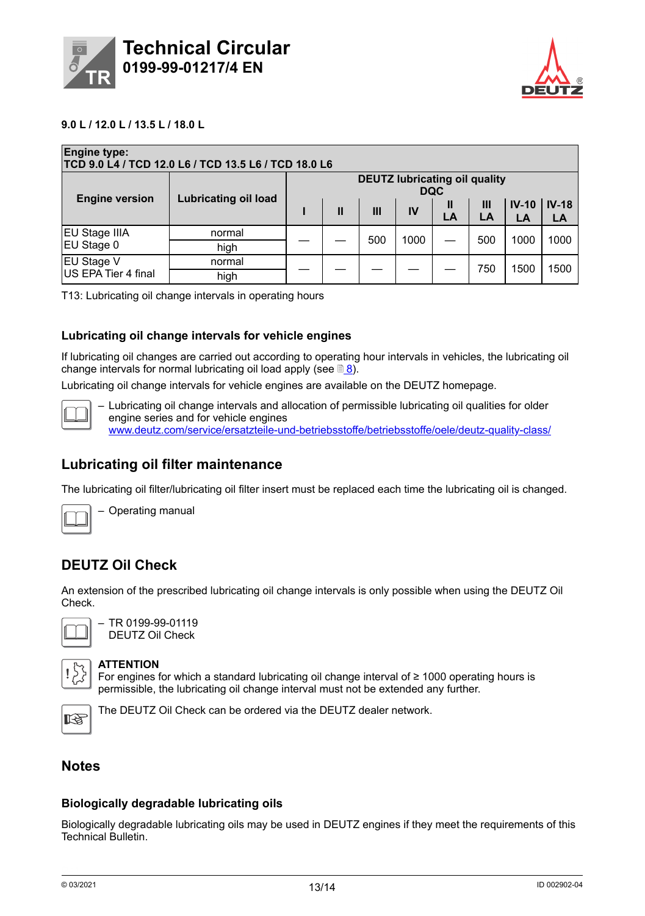**9.0 L / 12.0 L / 13.5 L / 18.0 L**

| Engine type: TCD 9.0 L4 / TCD 12.0 L6 / TCD 13.5 L6 / TCD 18.0 L6 | | | | | | | | | |
|---|---|---|---|---|---|---|---|---|---|
| **Engine version** | **Lubricating oil load** | **DEUTZ lubricating oil quality DQC** | | | | | | | |
| | | **I** | **II** | **III** | **IV** | **II LA** | **III LA** | **IV-10 LA** | **IV-18 LA** |
| EU Stage IIIA EU Stage 0 | normal / high | — | — | 500 | 1000 | — | 500 | 1000 | 1000 |
| EU Stage V US EPA Tier 4 final | normal / high | — | — | — | — | — | 750 | 1500 | 1500 |

T13: Lubricating oil change intervals in operating hours

### Lubricating oil change intervals for vehicle engines

If lubricating oil changes are carried out according to operating hour intervals in vehicles, the lubricating oil change intervals for normal lubricating oil load apply (see 8).

Lubricating oil change intervals for vehicle engines are available on the DEUTZ homepage.

– Lubricating oil change intervals and allocation of permissible lubricating oil qualities for older engine series and for vehicle engines
www.deutz.com/service/ersatzteile-und-betriebsstoffe/betriebsstoffe/oele/deutz-quality-class/

## Lubricating oil filter maintenance

The lubricating oil filter/lubricating oil filter insert must be replaced each time the lubricating oil is changed.

– Operating manual

## DEUTZ Oil Check

An extension of the prescribed lubricating oil change intervals is only possible when using the DEUTZ Oil Check.

– TR 0199-99-01119
DEUTZ Oil Check

**ATTENTION**
For engines for which a standard lubricating oil change interval of ≥ 1000 operating hours is permissible, the lubricating oil change interval must not be extended any further.

The DEUTZ Oil Check can be ordered via the DEUTZ dealer network.

## Notes

### Biologically degradable lubricating oils

Biologically degradable lubricating oils may be used in DEUTZ engines if they meet the requirements of this Technical Bulletin.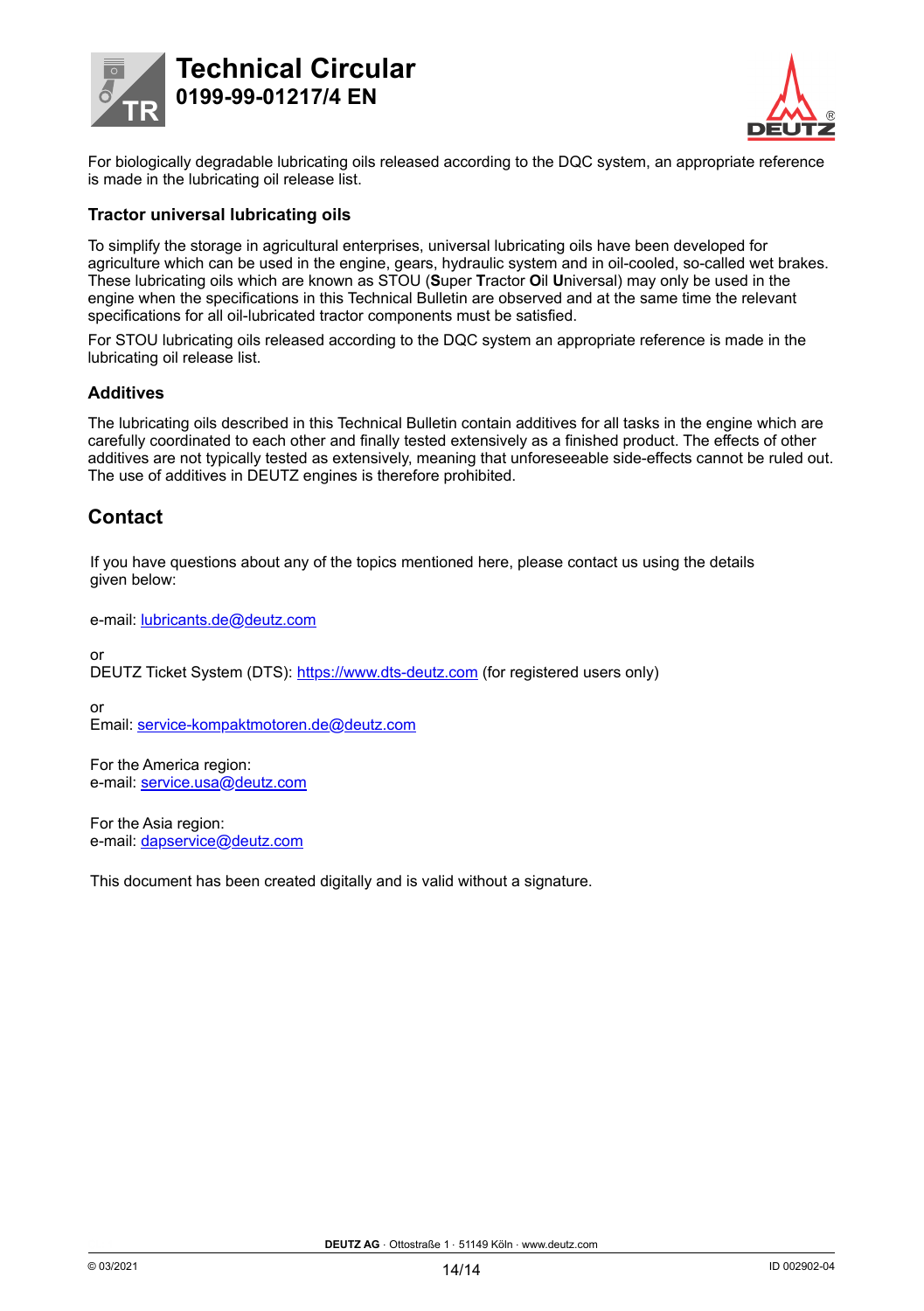For biologically degradable lubricating oils released according to the DQC system, an appropriate reference is made in the lubricating oil release list.

### Tractor universal lubricating oils

To simplify the storage in agricultural enterprises, universal lubricating oils have been developed for agriculture which can be used in the engine, gears, hydraulic system and in oil-cooled, so-called wet brakes. These lubricating oils which are known as STOU (**S**uper **T**ractor **O**il **U**niversal) may only be used in the engine when the specifications in this Technical Bulletin are observed and at the same time the relevant specifications for all oil-lubricated tractor components must be satisfied.

For STOU lubricating oils released according to the DQC system an appropriate reference is made in the lubricating oil release list.

### Additives

The lubricating oils described in this Technical Bulletin contain additives for all tasks in the engine which are carefully coordinated to each other and finally tested extensively as a finished product. The effects of other additives are not typically tested as extensively, meaning that unforeseeable side-effects cannot be ruled out. The use of additives in DEUTZ engines is therefore prohibited.

## Contact

If you have questions about any of the topics mentioned here, please contact us using the details given below:

e-mail: lubricants.de@deutz.com

or
DEUTZ Ticket System (DTS): https://www.dts-deutz.com (for registered users only)

or
Email: service-kompaktmotoren.de@deutz.com

For the America region:
e-mail: service.usa@deutz.com

For the Asia region:
e-mail: dapservice@deutz.com

This document has been created digitally and is valid without a signature.